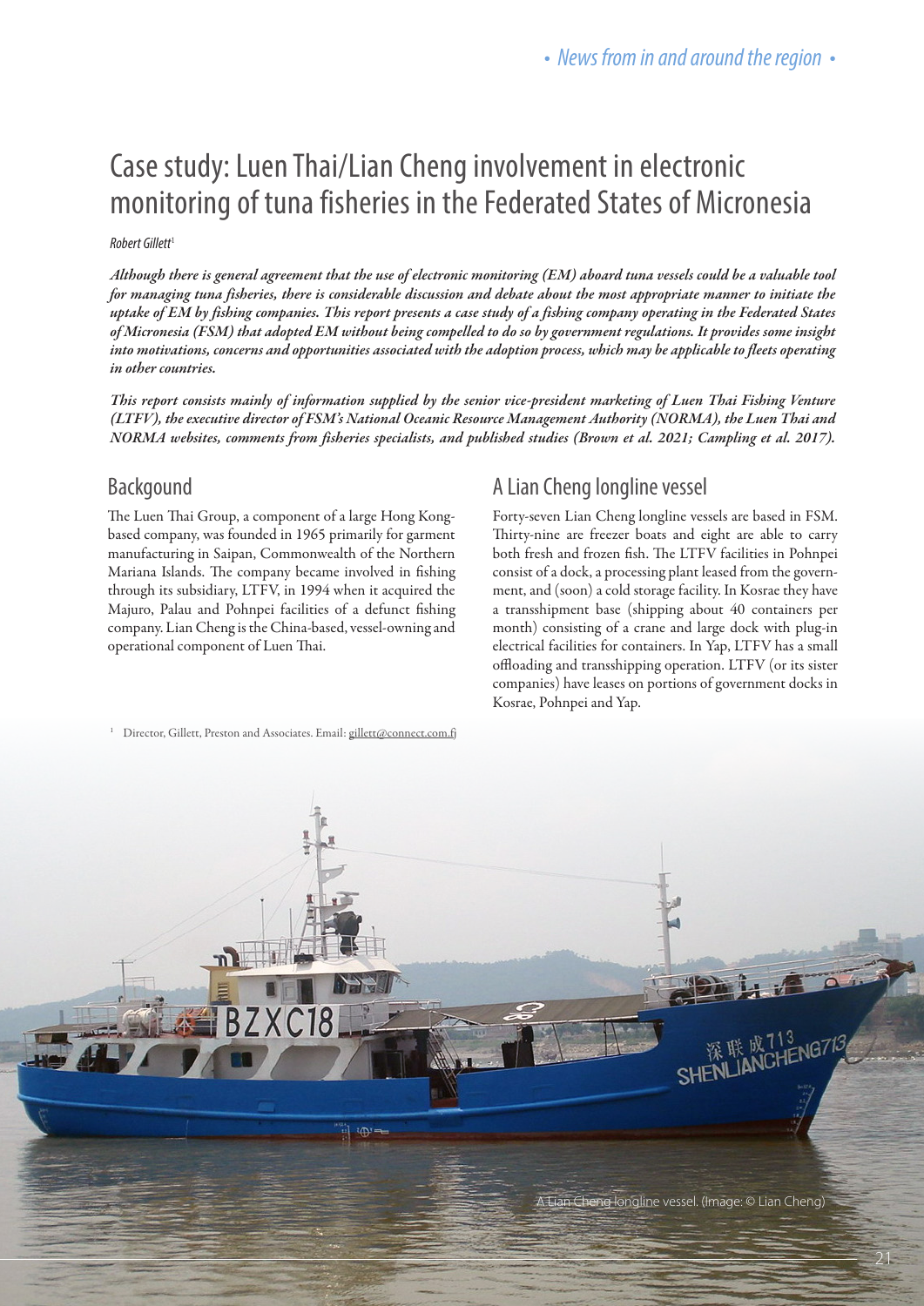# Case study: Luen Thai/Lian Cheng involvement in electronic monitoring of tuna fisheries in the Federated States of Micronesia

*Robert Gillett*[1]

***Although there is general agreement that the use of electronic monitoring (EM) aboard tuna vessels could be a valuable tool for managing tuna fisheries, there is considerable discussion and debate about the most appropriate manner to initiate the uptake of EM by fishing companies. This report presents a case study of a fishing company operating in the Federated States of Micronesia (FSM) that adopted EM without being compelled to do so by government regulations. It provides some insight into motivations, concerns and opportunities associated with the adoption process, which may be applicable to fleets operating in other countries.***

***This report consists mainly of information supplied by the senior vice-president marketing of Luen Thai Fishing Venture (LTFV), the executive director of FSM's National Oceanic Resource Management Authority (NORMA), the Luen Thai and NORMA websites, comments from fisheries specialists, and published studies (Brown et al. 2021; Campling et al. 2017).***

## Backgound

The Luen Thai Group, a component of a large Hong Kong-based company, was founded in 1965 primarily for garment manufacturing in Saipan, Commonwealth of the Northern Mariana Islands. The company became involved in fishing through its subsidiary, LTFV, in 1994 when it acquired the Majuro, Palau and Pohnpei facilities of a defunct fishing company. Lian Cheng is the China-based, vessel-owning and operational component of Luen Thai.

## A Lian Cheng longline vessel

Forty-seven Lian Cheng longline vessels are based in FSM. Thirty-nine are freezer boats and eight are able to carry both fresh and frozen fish. The LTFV facilities in Pohnpei consist of a dock, a processing plant leased from the government, and (soon) a cold storage facility. In Kosrae they have a transshipment base (shipping about 40 containers per month) consisting of a crane and large dock with plug-in electrical facilities for containers. In Yap, LTFV has a small offloading and transshipping operation. LTFV (or its sister companies) have leases on portions of government docks in Kosrae, Pohnpei and Yap.

A Lian Cheng longline vessel. (Image: © Lian Cheng)

[1] Director, Gillett, Preston and Associates. Email: gillett@connect.com.fj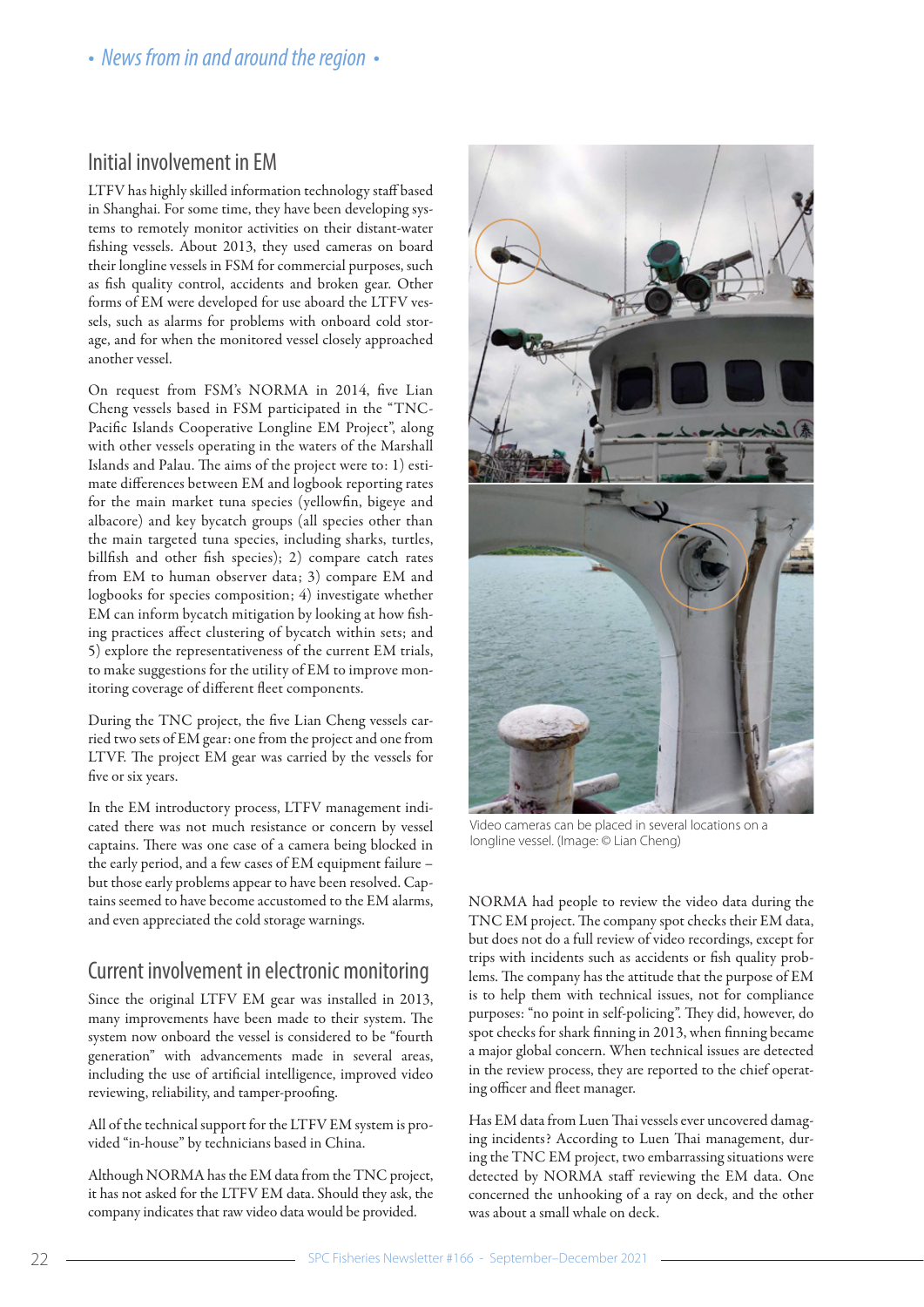## Initial involvement in EM

LTFV has highly skilled information technology staff based in Shanghai. For some time, they have been developing systems to remotely monitor activities on their distant-water fishing vessels. About 2013, they used cameras on board their longline vessels in FSM for commercial purposes, such as fish quality control, accidents and broken gear. Other forms of EM were developed for use aboard the LTFV vessels, such as alarms for problems with onboard cold storage, and for when the monitored vessel closely approached another vessel.

On request from FSM's NORMA in 2014, five Lian Cheng vessels based in FSM participated in the "TNC-Pacific Islands Cooperative Longline EM Project", along with other vessels operating in the waters of the Marshall Islands and Palau. The aims of the project were to: 1) estimate differences between EM and logbook reporting rates for the main market tuna species (yellowfin, bigeye and albacore) and key bycatch groups (all species other than the main targeted tuna species, including sharks, turtles, billfish and other fish species); 2) compare catch rates from EM to human observer data; 3) compare EM and logbooks for species composition; 4) investigate whether EM can inform bycatch mitigation by looking at how fishing practices affect clustering of bycatch within sets; and 5) explore the representativeness of the current EM trials, to make suggestions for the utility of EM to improve monitoring coverage of different fleet components.

During the TNC project, the five Lian Cheng vessels carried two sets of EM gear: one from the project and one from LTVF. The project EM gear was carried by the vessels for five or six years.

In the EM introductory process, LTFV management indicated there was not much resistance or concern by vessel captains. There was one case of a camera being blocked in the early period, and a few cases of EM equipment failure – but those early problems appear to have been resolved. Captains seemed to have become accustomed to the EM alarms, and even appreciated the cold storage warnings.

## Current involvement in electronic monitoring

Since the original LTFV EM gear was installed in 2013, many improvements have been made to their system. The system now onboard the vessel is considered to be "fourth generation" with advancements made in several areas, including the use of artificial intelligence, improved video reviewing, reliability, and tamper-proofing.

All of the technical support for the LTFV EM system is provided "in-house" by technicians based in China.

Although NORMA has the EM data from the TNC project, it has not asked for the LTFV EM data. Should they ask, the company indicates that raw video data would be provided.

Video cameras can be placed in several locations on a longline vessel. (Image: © Lian Cheng)

NORMA had people to review the video data during the TNC EM project. The company spot checks their EM data, but does not do a full review of video recordings, except for trips with incidents such as accidents or fish quality problems. The company has the attitude that the purpose of EM is to help them with technical issues, not for compliance purposes: "no point in self-policing". They did, however, do spot checks for shark finning in 2013, when finning became a major global concern. When technical issues are detected in the review process, they are reported to the chief operating officer and fleet manager.

Has EM data from Luen Thai vessels ever uncovered damaging incidents? According to Luen Thai management, during the TNC EM project, two embarrassing situations were detected by NORMA staff reviewing the EM data. One concerned the unhooking of a ray on deck, and the other was about a small whale on deck.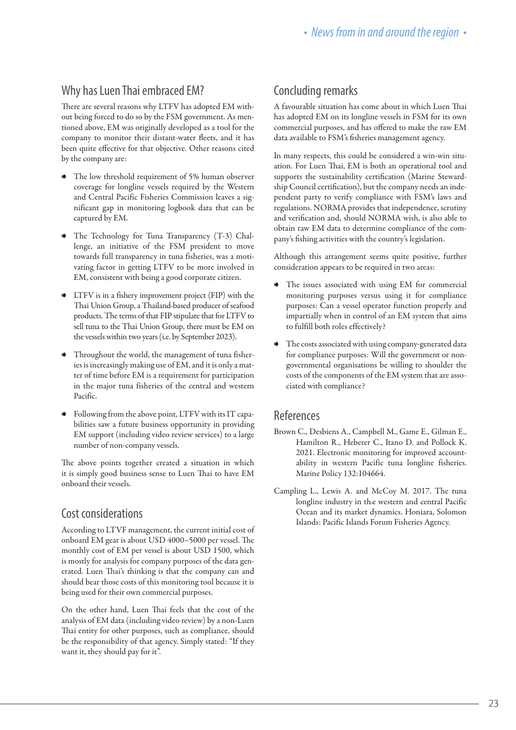## Why has Luen Thai embraced EM?

There are several reasons why LTFV has adopted EM without being forced to do so by the FSM government. As mentioned above, EM was originally developed as a tool for the company to monitor their distant-water fleets, and it has been quite effective for that objective. Other reasons cited by the company are:

- The low threshold requirement of 5% human observer coverage for longline vessels required by the Western and Central Pacific Fisheries Commission leaves a significant gap in monitoring logbook data that can be captured by EM.
- The Technology for Tuna Transparency (T-3) Challenge, an initiative of the FSM president to move towards full transparency in tuna fisheries, was a motivating factor in getting LTFV to be more involved in EM, consistent with being a good corporate citizen.
- LTFV is in a fishery improvement project (FIP) with the Thai Union Group, a Thailand-based producer of seafood products. The terms of that FIP stipulate that for LTFV to sell tuna to the Thai Union Group, there must be EM on the vessels within two years (i.e. by September 2023).
- Throughout the world, the management of tuna fisheries is increasingly making use of EM, and it is only a matter of time before EM is a requirement for participation in the major tuna fisheries of the central and western Pacific.
- Following from the above point, LTFV with its IT capabilities saw a future business opportunity in providing EM support (including video review services) to a large number of non-company vessels.

The above points together created a situation in which it is simply good business sense to Luen Thai to have EM onboard their vessels.

## Cost considerations

According to LTVF management, the current initial cost of onboard EM gear is about USD 4000–5000 per vessel. The monthly cost of EM per vessel is about USD 1500, which is mostly for analysis for company purposes of the data generated. Luen Thai's thinking is that the company can and should bear those costs of this monitoring tool because it is being used for their own commercial purposes.

On the other hand, Luen Thai feels that the cost of the analysis of EM data (including video review) by a non-Luen Thai entity for other purposes, such as compliance, should be the responsibility of that agency. Simply stated: "If they want it, they should pay for it".

## Concluding remarks

A favourable situation has come about in which Luen Thai has adopted EM on its longline vessels in FSM for its own commercial purposes, and has offered to make the raw EM data available to FSM's fisheries management agency.

In many respects, this could be considered a win-win situation. For Luen Thai, EM is both an operational tool and supports the sustainability certification (Marine Stewardship Council certification), but the company needs an independent party to verify compliance with FSM's laws and regulations. NORMA provides that independence, scrutiny and verification and, should NORMA wish, is also able to obtain raw EM data to determine compliance of the company's fishing activities with the country's legislation.

Although this arrangement seems quite positive, further consideration appears to be required in two areas:

- The issues associated with using EM for commercial monitoring purposes versus using it for compliance purposes: Can a vessel operator function properly and impartially when in control of an EM system that aims to fulfill both roles effectively?
- The costs associated with using company-generated data for compliance purposes: Will the government or non-governmental organisations be willing to shoulder the costs of the components of the EM system that are associated with compliance?

## References

Brown C., Desbiens A., Campbell M., Game E., Gilman E., Hamilton R., Heberer C., Itano D. and Pollock K. 2021. Electronic monitoring for improved accountability in western Pacific tuna longline fisheries. Marine Policy 132:104664.

Campling L., Lewis A. and McCoy M. 2017. The tuna longline industry in th.e western and central Pacific Ocean and its market dynamics. Honiara, Solomon Islands: Pacific Islands Forum Fisheries Agency.